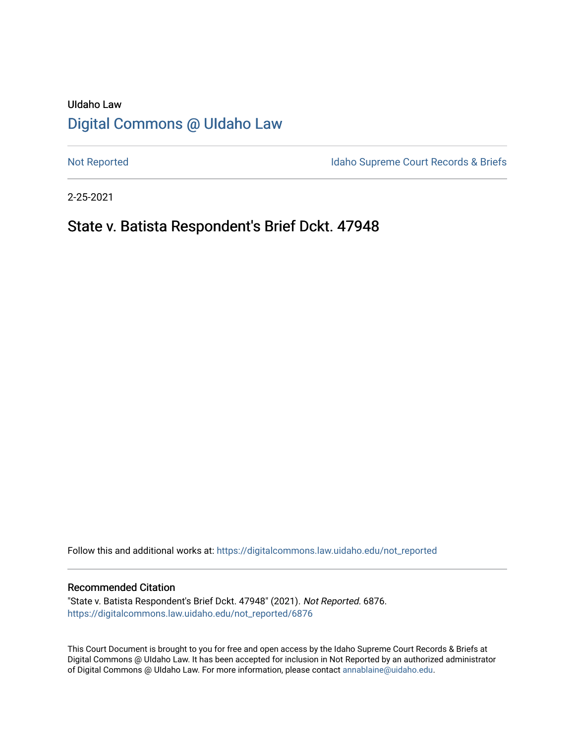UIdaho Law

# Digital Commons @ UIdaho Law

Not Reported

Idaho Supreme Court Records & Briefs

2-25-2021

## State v. Batista Respondent's Brief Dckt. 47948

Follow this and additional works at: https://digitalcommons.law.uidaho.edu/not_reported

### Recommended Citation

"State v. Batista Respondent's Brief Dckt. 47948" (2021). *Not Reported*. 6876.
https://digitalcommons.law.uidaho.edu/not_reported/6876

This Court Document is brought to you for free and open access by the Idaho Supreme Court Records & Briefs at Digital Commons @ UIdaho Law. It has been accepted for inclusion in Not Reported by an authorized administrator of Digital Commons @ UIdaho Law. For more information, please contact annablaine@uidaho.edu.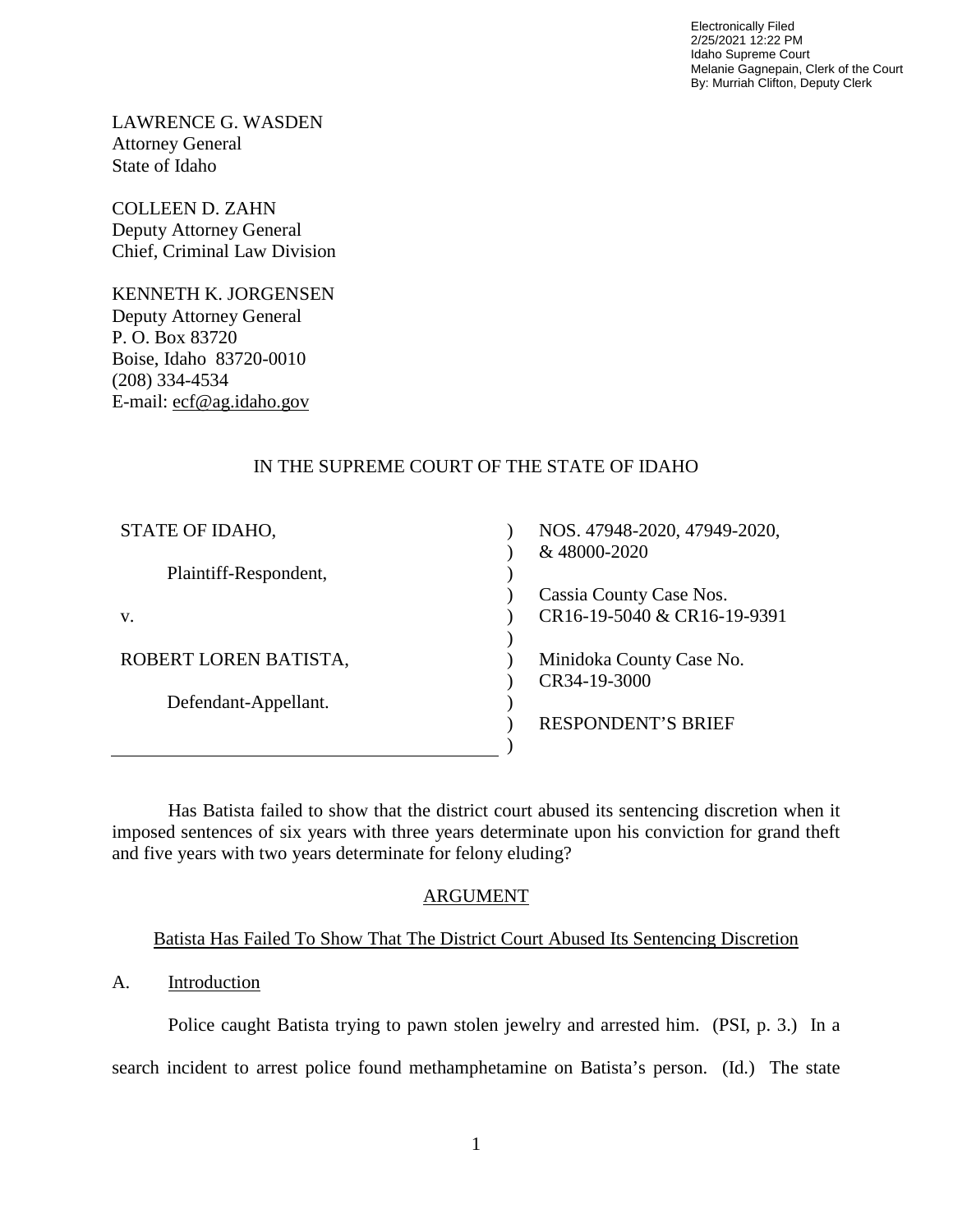Electronically Filed
2/25/2021 12:22 PM
Idaho Supreme Court
Melanie Gagnepain, Clerk of the Court
By: Murriah Clifton, Deputy Clerk

LAWRENCE G. WASDEN
Attorney General
State of Idaho

COLLEEN D. ZAHN
Deputy Attorney General
Chief, Criminal Law Division

KENNETH K. JORGENSEN
Deputy Attorney General
P. O. Box 83720
Boise, Idaho 83720-0010
(208) 334-4534
E-mail: ecf@ag.idaho.gov

IN THE SUPREME COURT OF THE STATE OF IDAHO

| | | |
|---|---|---|
| STATE OF IDAHO, | ) | NOS. 47948-2020, 47949-2020, |
| | ) | & 48000-2020 |
| Plaintiff-Respondent, | ) | |
| | ) | Cassia County Case Nos. |
| v. | ) | CR16-19-5040 & CR16-19-9391 |
| | ) | |
| ROBERT LOREN BATISTA, | ) | Minidoka County Case No. |
| | ) | CR34-19-3000 |
| Defendant-Appellant. | ) | |
| | ) | RESPONDENT'S BRIEF |
| | ) | |

Has Batista failed to show that the district court abused its sentencing discretion when it imposed sentences of six years with three years determinate upon his conviction for grand theft and five years with two years determinate for felony eluding?

## ARGUMENT

### Batista Has Failed To Show That The District Court Abused Its Sentencing Discretion

A. Introduction

Police caught Batista trying to pawn stolen jewelry and arrested him. (PSI, p. 3.) In a search incident to arrest police found methamphetamine on Batista's person. (Id.) The state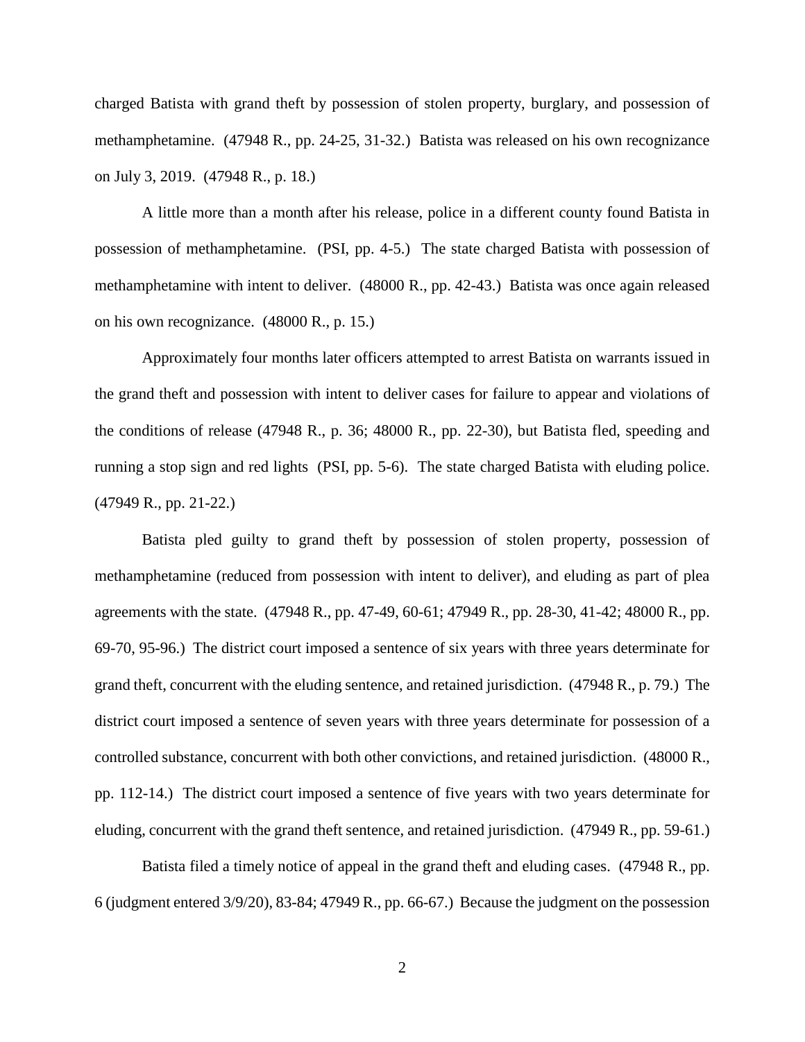charged Batista with grand theft by possession of stolen property, burglary, and possession of methamphetamine. (47948 R., pp. 24-25, 31-32.) Batista was released on his own recognizance on July 3, 2019. (47948 R., p. 18.)

A little more than a month after his release, police in a different county found Batista in possession of methamphetamine. (PSI, pp. 4-5.) The state charged Batista with possession of methamphetamine with intent to deliver. (48000 R., pp. 42-43.) Batista was once again released on his own recognizance. (48000 R., p. 15.)

Approximately four months later officers attempted to arrest Batista on warrants issued in the grand theft and possession with intent to deliver cases for failure to appear and violations of the conditions of release (47948 R., p. 36; 48000 R., pp. 22-30), but Batista fled, speeding and running a stop sign and red lights (PSI, pp. 5-6). The state charged Batista with eluding police. (47949 R., pp. 21-22.)

Batista pled guilty to grand theft by possession of stolen property, possession of methamphetamine (reduced from possession with intent to deliver), and eluding as part of plea agreements with the state. (47948 R., pp. 47-49, 60-61; 47949 R., pp. 28-30, 41-42; 48000 R., pp. 69-70, 95-96.) The district court imposed a sentence of six years with three years determinate for grand theft, concurrent with the eluding sentence, and retained jurisdiction. (47948 R., p. 79.) The district court imposed a sentence of seven years with three years determinate for possession of a controlled substance, concurrent with both other convictions, and retained jurisdiction. (48000 R., pp. 112-14.) The district court imposed a sentence of five years with two years determinate for eluding, concurrent with the grand theft sentence, and retained jurisdiction. (47949 R., pp. 59-61.)

Batista filed a timely notice of appeal in the grand theft and eluding cases. (47948 R., pp. 6 (judgment entered 3/9/20), 83-84; 47949 R., pp. 66-67.) Because the judgment on the possession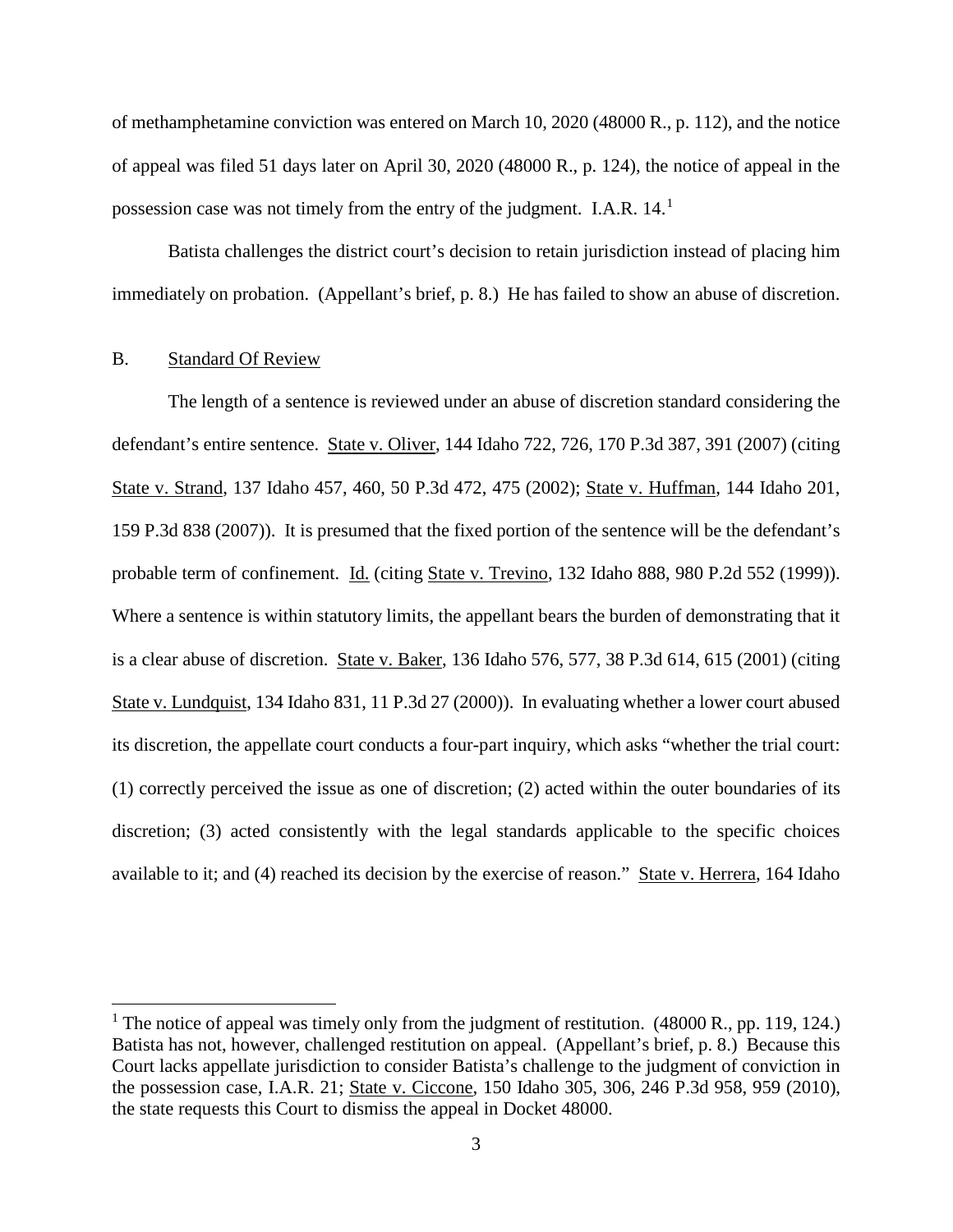of methamphetamine conviction was entered on March 10, 2020 (48000 R., p. 112), and the notice of appeal was filed 51 days later on April 30, 2020 (48000 R., p. 124), the notice of appeal in the possession case was not timely from the entry of the judgment. I.A.R. 14.[1]

Batista challenges the district court's decision to retain jurisdiction instead of placing him immediately on probation. (Appellant's brief, p. 8.) He has failed to show an abuse of discretion.

B. Standard Of Review

The length of a sentence is reviewed under an abuse of discretion standard considering the defendant's entire sentence. State v. Oliver, 144 Idaho 722, 726, 170 P.3d 387, 391 (2007) (citing State v. Strand, 137 Idaho 457, 460, 50 P.3d 472, 475 (2002); State v. Huffman, 144 Idaho 201, 159 P.3d 838 (2007)). It is presumed that the fixed portion of the sentence will be the defendant's probable term of confinement. Id. (citing State v. Trevino, 132 Idaho 888, 980 P.2d 552 (1999)). Where a sentence is within statutory limits, the appellant bears the burden of demonstrating that it is a clear abuse of discretion. State v. Baker, 136 Idaho 576, 577, 38 P.3d 614, 615 (2001) (citing State v. Lundquist, 134 Idaho 831, 11 P.3d 27 (2000)). In evaluating whether a lower court abused its discretion, the appellate court conducts a four-part inquiry, which asks "whether the trial court: (1) correctly perceived the issue as one of discretion; (2) acted within the outer boundaries of its discretion; (3) acted consistently with the legal standards applicable to the specific choices available to it; and (4) reached its decision by the exercise of reason." State v. Herrera, 164 Idaho

[1] The notice of appeal was timely only from the judgment of restitution. (48000 R., pp. 119, 124.) Batista has not, however, challenged restitution on appeal. (Appellant's brief, p. 8.) Because this Court lacks appellate jurisdiction to consider Batista's challenge to the judgment of conviction in the possession case, I.A.R. 21; State v. Ciccone, 150 Idaho 305, 306, 246 P.3d 958, 959 (2010), the state requests this Court to dismiss the appeal in Docket 48000.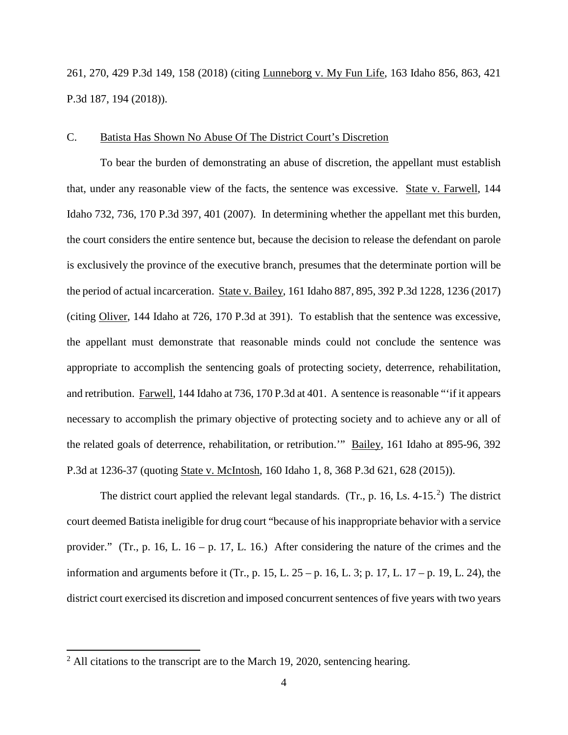261, 270, 429 P.3d 149, 158 (2018) (citing Lunneborg v. My Fun Life, 163 Idaho 856, 863, 421 P.3d 187, 194 (2018)).

C. Batista Has Shown No Abuse Of The District Court's Discretion

To bear the burden of demonstrating an abuse of discretion, the appellant must establish that, under any reasonable view of the facts, the sentence was excessive. State v. Farwell, 144 Idaho 732, 736, 170 P.3d 397, 401 (2007). In determining whether the appellant met this burden, the court considers the entire sentence but, because the decision to release the defendant on parole is exclusively the province of the executive branch, presumes that the determinate portion will be the period of actual incarceration. State v. Bailey, 161 Idaho 887, 895, 392 P.3d 1228, 1236 (2017) (citing Oliver, 144 Idaho at 726, 170 P.3d at 391). To establish that the sentence was excessive, the appellant must demonstrate that reasonable minds could not conclude the sentence was appropriate to accomplish the sentencing goals of protecting society, deterrence, rehabilitation, and retribution. Farwell, 144 Idaho at 736, 170 P.3d at 401. A sentence is reasonable "'if it appears necessary to accomplish the primary objective of protecting society and to achieve any or all of the related goals of deterrence, rehabilitation, or retribution.'" Bailey, 161 Idaho at 895-96, 392 P.3d at 1236-37 (quoting State v. McIntosh, 160 Idaho 1, 8, 368 P.3d 621, 628 (2015)).

The district court applied the relevant legal standards. (Tr., p. 16, Ls. 4-15.[2]) The district court deemed Batista ineligible for drug court "because of his inappropriate behavior with a service provider." (Tr., p. 16, L. 16 – p. 17, L. 16.) After considering the nature of the crimes and the information and arguments before it (Tr., p. 15, L. 25 – p. 16, L. 3; p. 17, L. 17 – p. 19, L. 24), the district court exercised its discretion and imposed concurrent sentences of five years with two years

[2] All citations to the transcript are to the March 19, 2020, sentencing hearing.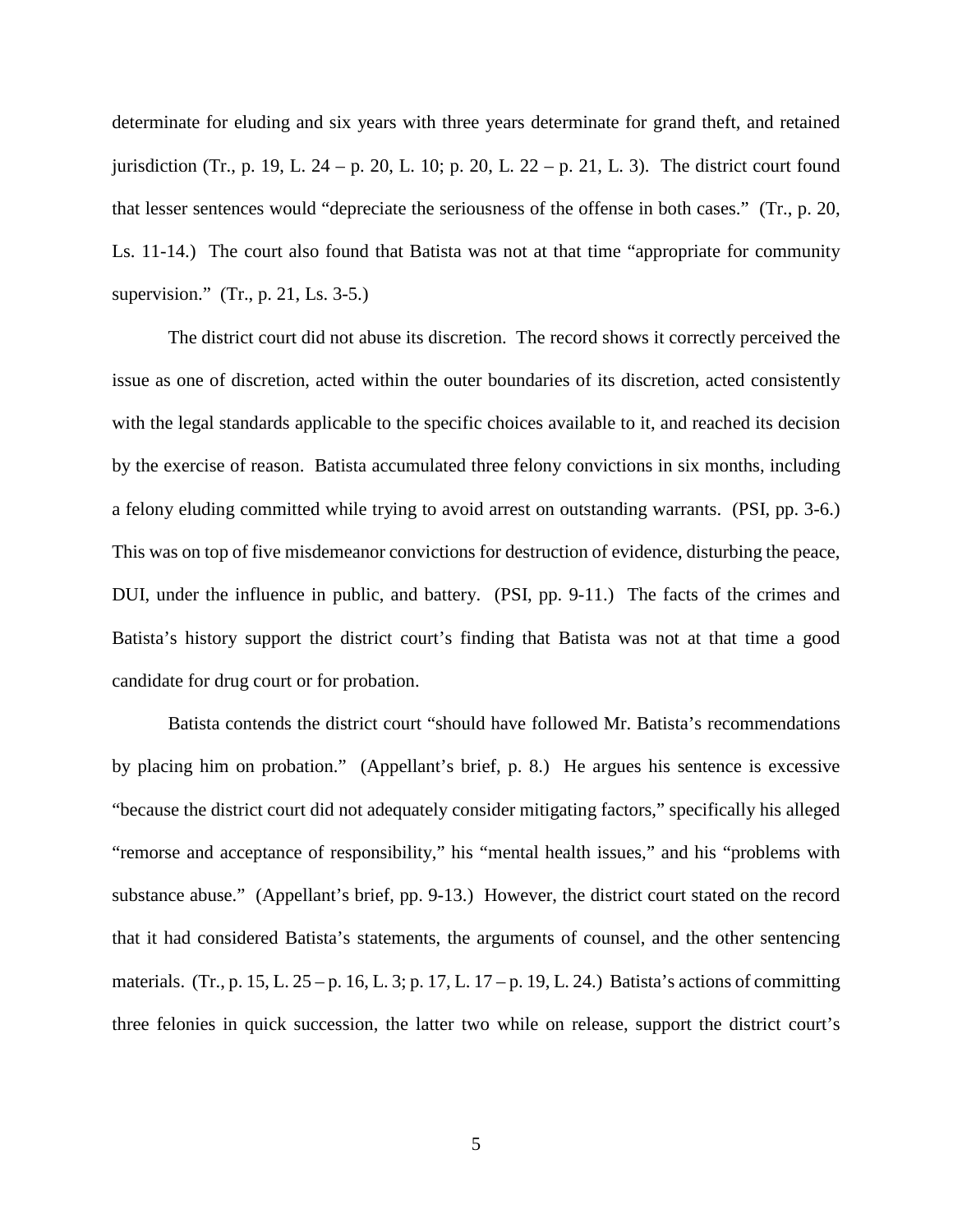determinate for eluding and six years with three years determinate for grand theft, and retained jurisdiction (Tr., p. 19, L. 24 – p. 20, L. 10; p. 20, L. 22 – p. 21, L. 3). The district court found that lesser sentences would "depreciate the seriousness of the offense in both cases." (Tr., p. 20, Ls. 11-14.) The court also found that Batista was not at that time "appropriate for community supervision." (Tr., p. 21, Ls. 3-5.)

The district court did not abuse its discretion. The record shows it correctly perceived the issue as one of discretion, acted within the outer boundaries of its discretion, acted consistently with the legal standards applicable to the specific choices available to it, and reached its decision by the exercise of reason. Batista accumulated three felony convictions in six months, including a felony eluding committed while trying to avoid arrest on outstanding warrants. (PSI, pp. 3-6.) This was on top of five misdemeanor convictions for destruction of evidence, disturbing the peace, DUI, under the influence in public, and battery. (PSI, pp. 9-11.) The facts of the crimes and Batista's history support the district court's finding that Batista was not at that time a good candidate for drug court or for probation.

Batista contends the district court "should have followed Mr. Batista's recommendations by placing him on probation." (Appellant's brief, p. 8.) He argues his sentence is excessive "because the district court did not adequately consider mitigating factors," specifically his alleged "remorse and acceptance of responsibility," his "mental health issues," and his "problems with substance abuse." (Appellant's brief, pp. 9-13.) However, the district court stated on the record that it had considered Batista's statements, the arguments of counsel, and the other sentencing materials. (Tr., p. 15, L. 25 – p. 16, L. 3; p. 17, L. 17 – p. 19, L. 24.) Batista's actions of committing three felonies in quick succession, the latter two while on release, support the district court's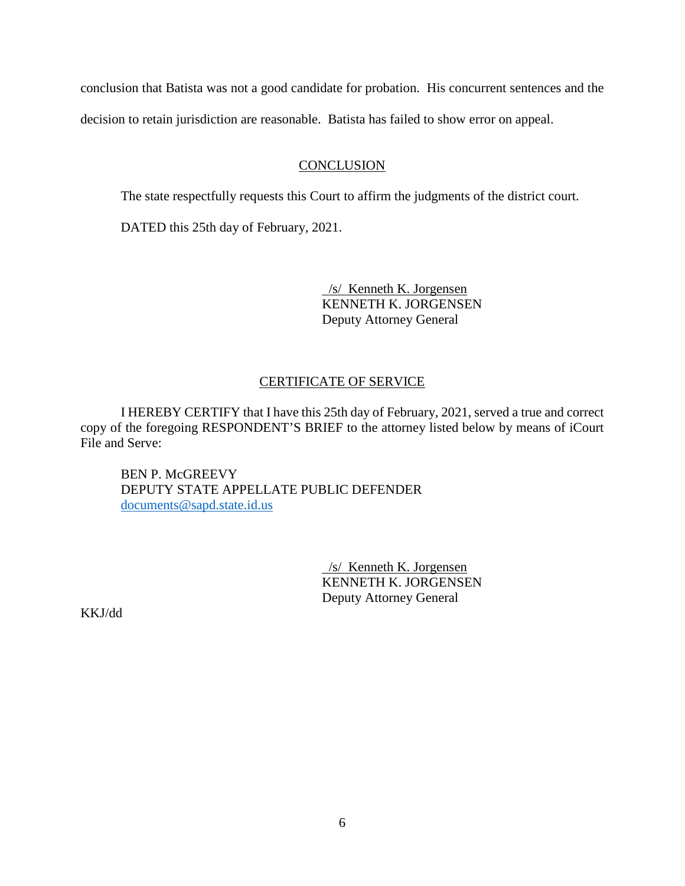conclusion that Batista was not a good candidate for probation. His concurrent sentences and the decision to retain jurisdiction are reasonable. Batista has failed to show error on appeal.

## CONCLUSION

The state respectfully requests this Court to affirm the judgments of the district court.

DATED this 25th day of February, 2021.

/s/ Kenneth K. Jorgensen
KENNETH K. JORGENSEN
Deputy Attorney General

## CERTIFICATE OF SERVICE

I HEREBY CERTIFY that I have this 25th day of February, 2021, served a true and correct copy of the foregoing RESPONDENT'S BRIEF to the attorney listed below by means of iCourt File and Serve:

BEN P. McGREEVY
DEPUTY STATE APPELLATE PUBLIC DEFENDER
documents@sapd.state.id.us

/s/ Kenneth K. Jorgensen
KENNETH K. JORGENSEN
Deputy Attorney General

KKJ/dd